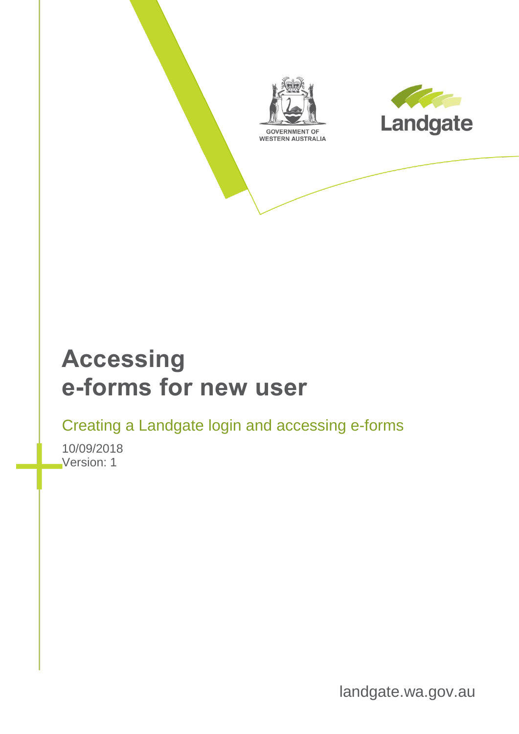GOVERNMENT OF WESTERN AUSTRALIA

Landgate

# Accessing e-forms for new user

## Creating a Landgate login and accessing e-forms

10/09/2018
Version: 1

landgate.wa.gov.au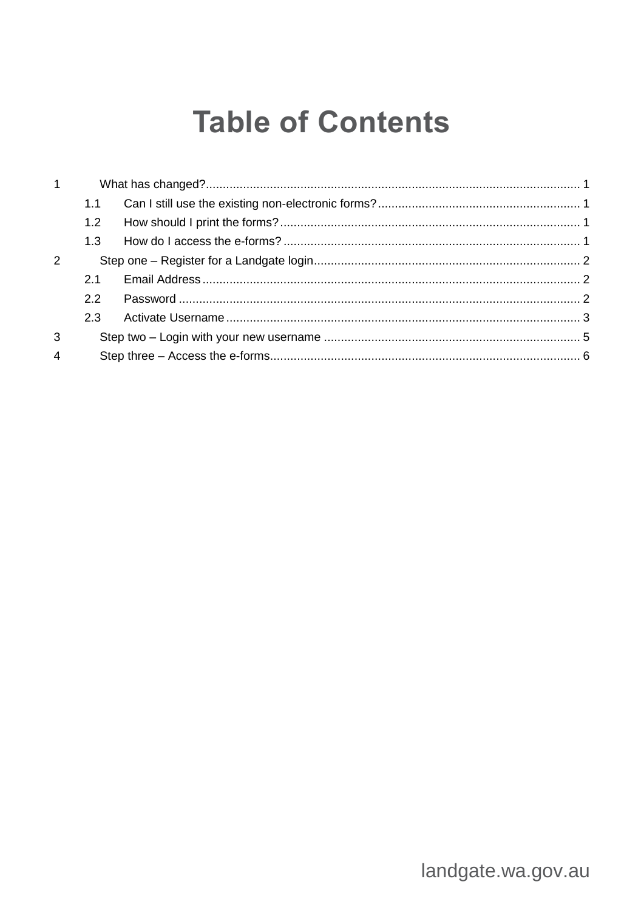# Table of Contents

1 What has changed? ..... 1

- 1.1 Can I still use the existing non-electronic forms? ..... 1
- 1.2 How should I print the forms? ..... 1
- 1.3 How do I access the e-forms? ..... 1

2 Step one – Register for a Landgate login ..... 2

- 2.1 Email Address ..... 2
- 2.2 Password ..... 2
- 2.3 Activate Username ..... 3

3 Step two – Login with your new username ..... 5

4 Step three – Access the e-forms ..... 6

landgate.wa.gov.au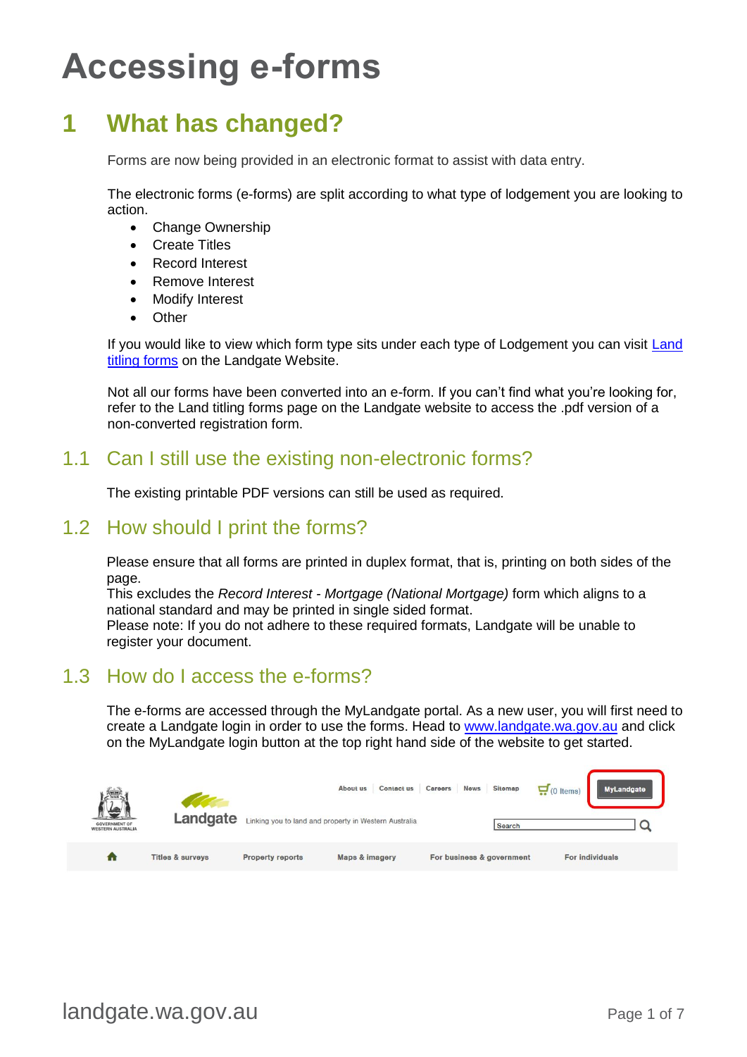# Accessing e-forms

## 1 What has changed?

Forms are now being provided in an electronic format to assist with data entry.

The electronic forms (e-forms) are split according to what type of lodgement you are looking to action.

- Change Ownership
- Create Titles
- Record Interest
- Remove Interest
- Modify Interest
- Other

If you would like to view which form type sits under each type of Lodgement you can visit [Land titling forms] on the Landgate Website.

Not all our forms have been converted into an e-form. If you can't find what you're looking for, refer to the Land titling forms page on the Landgate website to access the .pdf version of a non-converted registration form.

### 1.1 Can I still use the existing non-electronic forms?

The existing printable PDF versions can still be used as required.

### 1.2 How should I print the forms?

Please ensure that all forms are printed in duplex format, that is, printing on both sides of the page.
This excludes the *Record Interest - Mortgage (National Mortgage)* form which aligns to a national standard and may be printed in single sided format.
Please note: If you do not adhere to these required formats, Landgate will be unable to register your document.

### 1.3 How do I access the e-forms?

The e-forms are accessed through the MyLandgate portal. As a new user, you will first need to create a Landgate login in order to use the forms. Head to www.landgate.wa.gov.au and click on the MyLandgate login button at the top right hand side of the website to get started.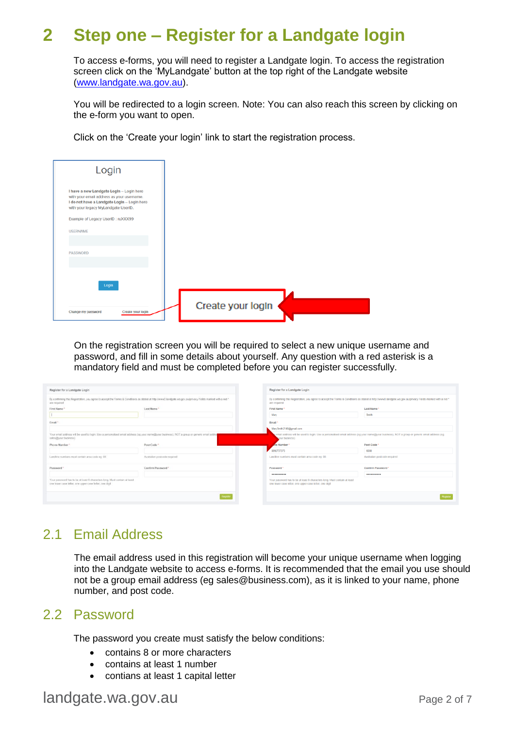# 2 Step one – Register for a Landgate login

To access e-forms, you will need to register a Landgate login. To access the registration screen click on the 'MyLandgate' button at the top right of the Landgate website (www.landgate.wa.gov.au).

You will be redirected to a login screen. Note: You can also reach this screen by clicking on the e-form you want to open.

Click on the 'Create your login' link to start the registration process.

On the registration screen you will be required to select a new unique username and password, and fill in some details about yourself. Any question with a red asterisk is a mandatory field and must be completed before you can register successfully.

## 2.1 Email Address

The email address used in this registration will become your unique username when logging into the Landgate website to access e-forms. It is recommended that the email you use should not be a group email address (eg sales@business.com), as it is linked to your name, phone number, and post code.

## 2.2 Password

The password you create must satisfy the below conditions:

- contains 8 or more characters
- contains at least 1 number
- contians at least 1 capital letter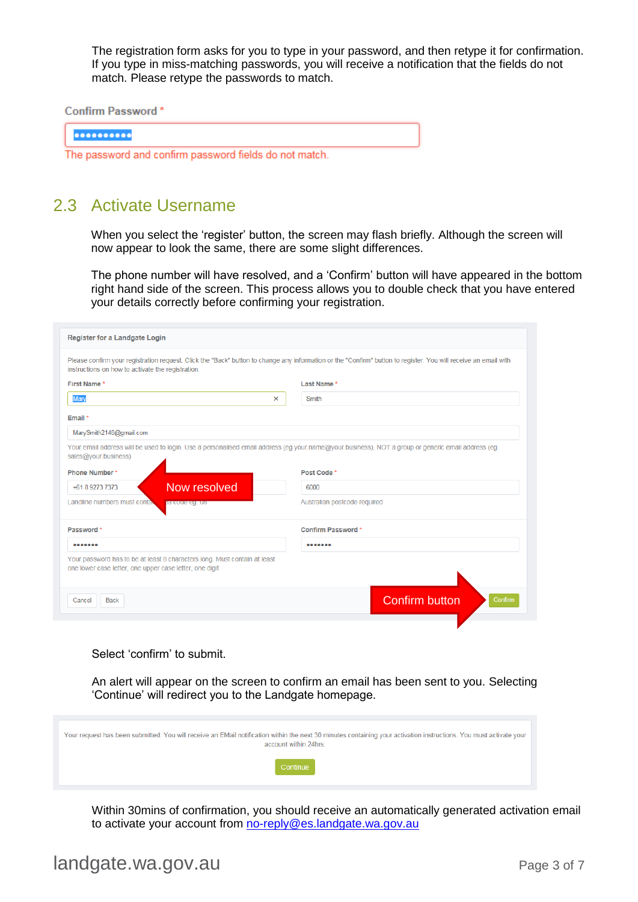The registration form asks for you to type in your password, and then retype it for confirmation. If you type in miss-matching passwords, you will receive a notification that the fields do not match. Please retype the passwords to match.

Confirm Password *

The password and confirm password fields do not match.

## 2.3 Activate Username

When you select the 'register' button, the screen may flash briefly. Although the screen will now appear to look the same, there are some slight differences.

The phone number will have resolved, and a 'Confirm' button will have appeared in the bottom right hand side of the screen. This process allows you to double check that you have entered your details correctly before confirming your registration.

Register for a Landgate Login

Please confirm your registration request. Click the "Back" button to change any information or the "Confirm" button to register. You will receive an email with instructions on how to activate the registration.

First Name * Mary

Last Name * Smith

Email * MarySmith2148@gmail.com

Your email address will be used to login. Use a personalised email address (eg your.name@your.business). NOT a group or generic email address (eg sales@your.business)

Phone Number * +61 8 9273 7373 — Now resolved

Landline numbers must contain area code eg. 08

Post Code * 6000

Australian postcode required

Password * •••••••

Confirm Password * •••••••

Your password has to be at least 8 characters long. Must contain at least one lower case letter, one upper case letter, one digit

Cancel | Back | Confirm button → Confirm

Select 'confirm' to submit.

An alert will appear on the screen to confirm an email has been sent to you. Selecting 'Continue' will redirect you to the Landgate homepage.

Your request has been submitted. You will receive an EMail notification within the next 30 minutes containing your activation instructions. You must activate your account within 24hrs.

Continue

Within 30mins of confirmation, you should receive an automatically generated activation email to activate your account from no-reply@es.landgate.wa.gov.au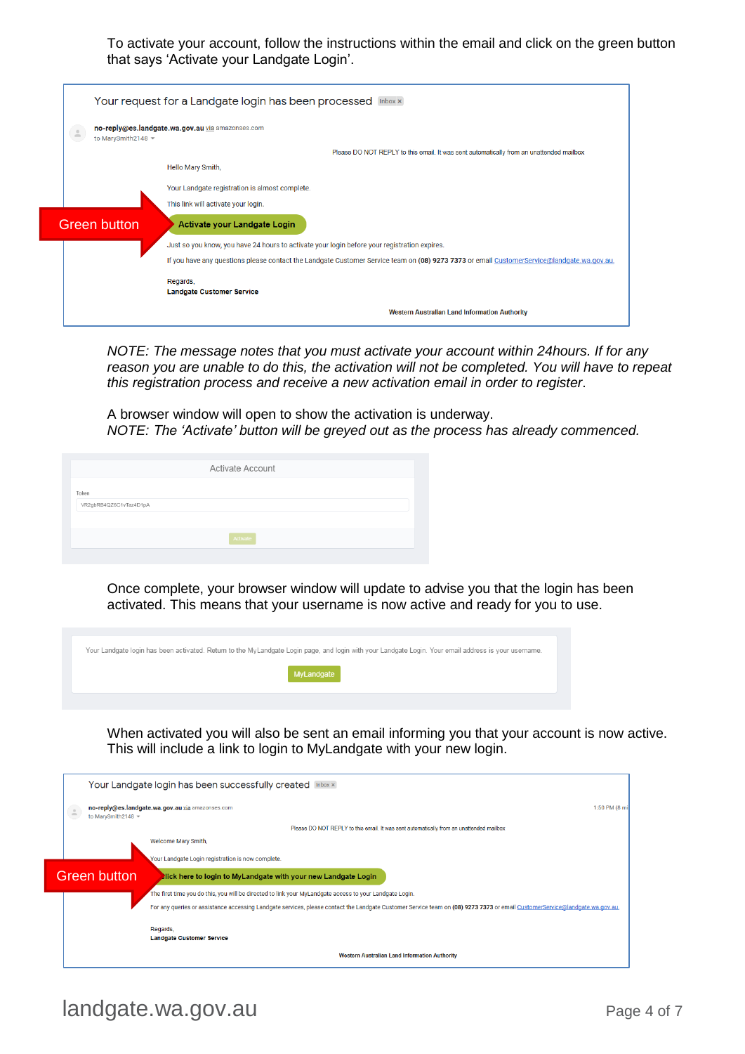To activate your account, follow the instructions within the email and click on the green button that says 'Activate your Landgate Login'.

Your request for a Landgate login has been processed Inbox ×

**no-reply@es.landgate.wa.gov.au** via amazonses.com
to MarySmith2148

Please DO NOT REPLY to this email. It was sent automatically from an unattended mailbox

Hello Mary Smith,

Your Landgate registration is almost complete.

This link will activate your login.

Green button

**Activate your Landgate Login**

Just so you know, you have 24 hours to activate your login before your registration expires.

If you have any questions please contact the Landgate Customer Service team on **(08) 9273 7373** or email CustomerService@landgate.wa.gov.au.

Regards,
**Landgate Customer Service**

**Western Australian Land Information Authority**

*NOTE: The message notes that you must activate your account within 24hours. If for any reason you are unable to do this, the activation will not be completed. You will have to repeat this registration process and receive a new activation email in order to register.*

A browser window will open to show the activation is underway.
*NOTE: The 'Activate' button will be greyed out as the process has already commenced.*

Activate Account

Token
VR2gbR84QZ6C1vTaz4D1pA

Activate

Once complete, your browser window will update to advise you that the login has been activated. This means that your username is now active and ready for you to use.

Your Landgate login has been activated. Return to the MyLandgate Login page, and login with your Landgate Login. Your email address is your username.

MyLandgate

When activated you will also be sent an email informing you that your account is now active. This will include a link to login to MyLandgate with your new login.

Your Landgate login has been successfully created Inbox ×

**no-reply@es.landgate.wa.gov.au** via amazonses.com
to MarySmith2148

1:50 PM (8 mi

Please DO NOT REPLY to this email. It was sent automatically from an unattended mailbox

Welcome Mary Smith,

Your Landgate Login registration is now complete.

Green button

**Click here to login to MyLandgate with your new Landgate Login**

The first time you do this, you will be directed to link your MyLandgate access to your Landgate Login.

For any queries or assistance accessing Landgate services, please contact the Landgate Customer Service team on **(08) 9273 7373** or email CustomerService@landgate.wa.gov.au.

Regards,
**Landgate Customer Service**

**Western Australian Land Information Authority**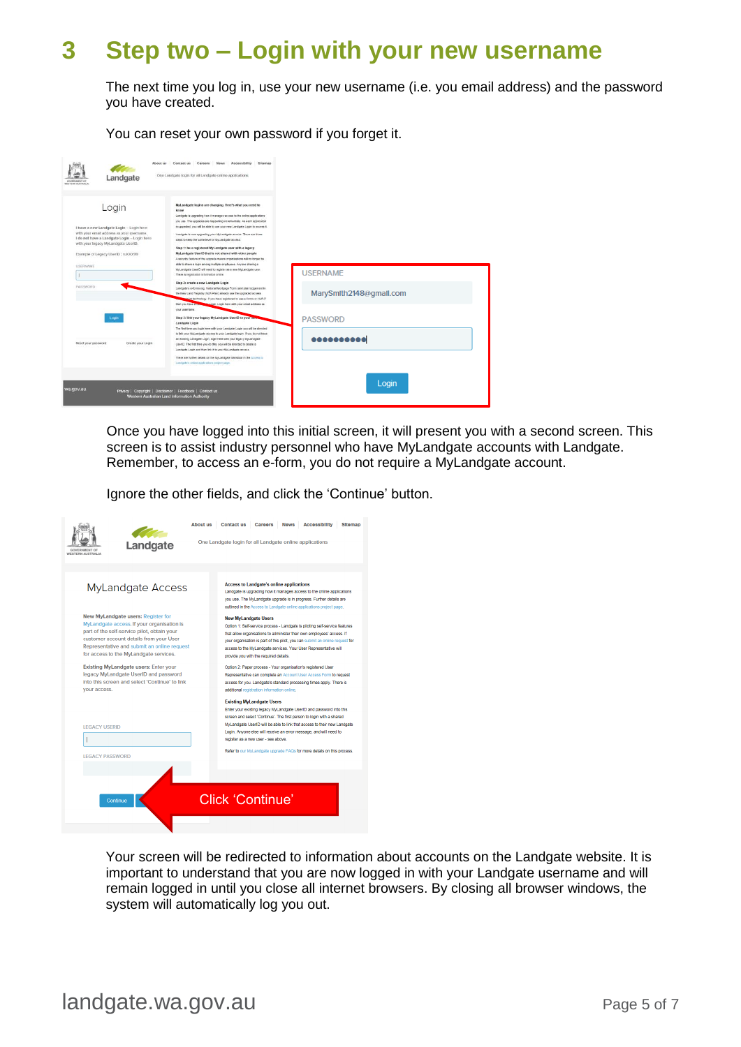# 3 Step two – Login with your new username

The next time you log in, use your new username (i.e. you email address) and the password you have created.

You can reset your own password if you forget it.

Once you have logged into this initial screen, it will present you with a second screen. This screen is to assist industry personnel who have MyLandgate accounts with Landgate. Remember, to access an e-form, you do not require a MyLandgate account.

Ignore the other fields, and click the 'Continue' button.

Your screen will be redirected to information about accounts on the Landgate website. It is important to understand that you are now logged in with your Landgate username and will remain logged in until you close all internet browsers. By closing all browser windows, the system will automatically log you out.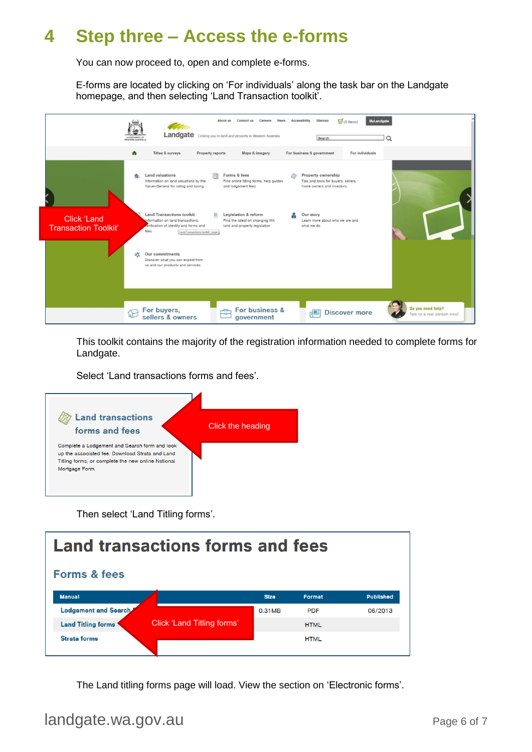# 4 Step three – Access the e-forms

You can now proceed to, open and complete e-forms.

E-forms are located by clicking on 'For individuals' along the task bar on the Landgate homepage, and then selecting 'Land Transaction toolkit'.

This toolkit contains the majority of the registration information needed to complete forms for Landgate.

Select 'Land transactions forms and fees'.

Then select 'Land Titling forms'.

The Land titling forms page will load. View the section on 'Electronic forms'.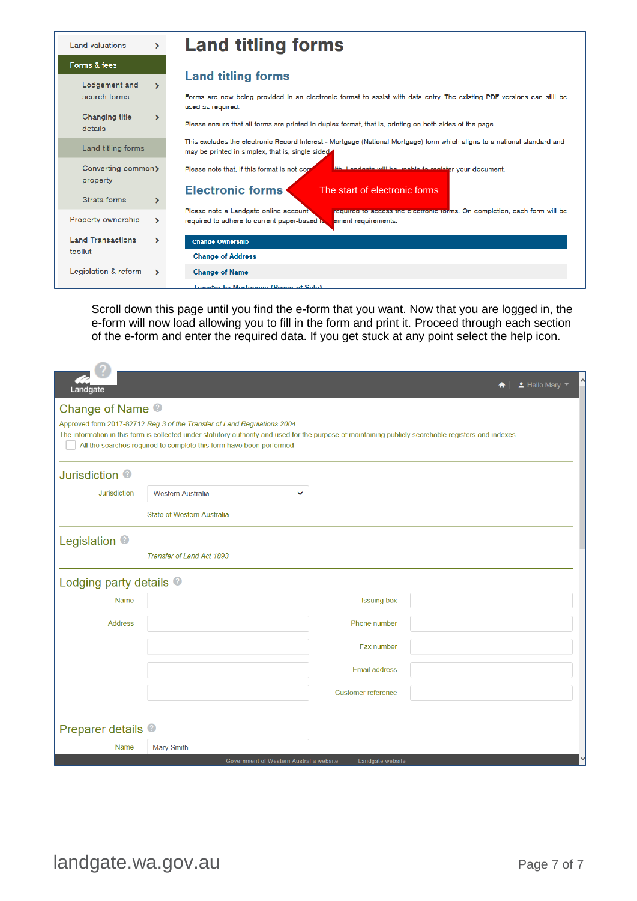Scroll down this page until you find the e-form that you want. Now that you are logged in, the e-form will now load allowing you to fill in the form and print it. Proceed through each section of the e-form and enter the required data. If you get stuck at any point select the help icon.